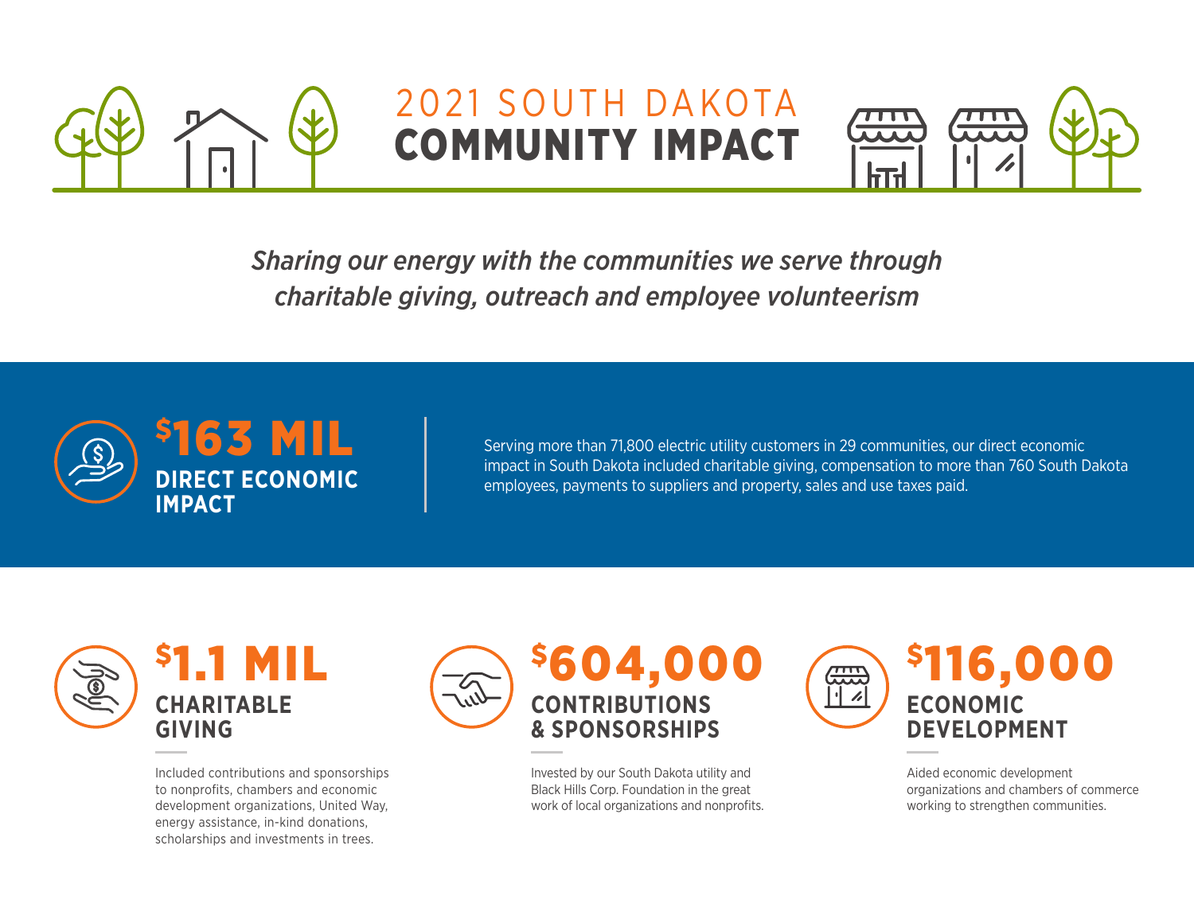# 2021 SOUTH DAKOTA COMMUNITY IMPACT

*Sharing our energy with the communities we serve through charitable giving, outreach and employee volunteerism*

## $163 MIL DIRECT ECONOMIC IMPACT

Serving more than 71,800 electric utility customers in 29 communities, our direct economic impact in South Dakota included charitable giving, compensation to more than 760 South Dakota employees, payments to suppliers and property, sales and use taxes paid.

## $1.1 MIL CHARITABLE GIVING

Included contributions and sponsorships to nonprofits, chambers and economic development organizations, United Way, energy assistance, in-kind donations, scholarships and investments in trees.

## $604,000 CONTRIBUTIONS & SPONSORSHIPS

Invested by our South Dakota utility and Black Hills Corp. Foundation in the great work of local organizations and nonprofits.

## $116,000 ECONOMIC DEVELOPMENT

Aided economic development organizations and chambers of commerce working to strengthen communities.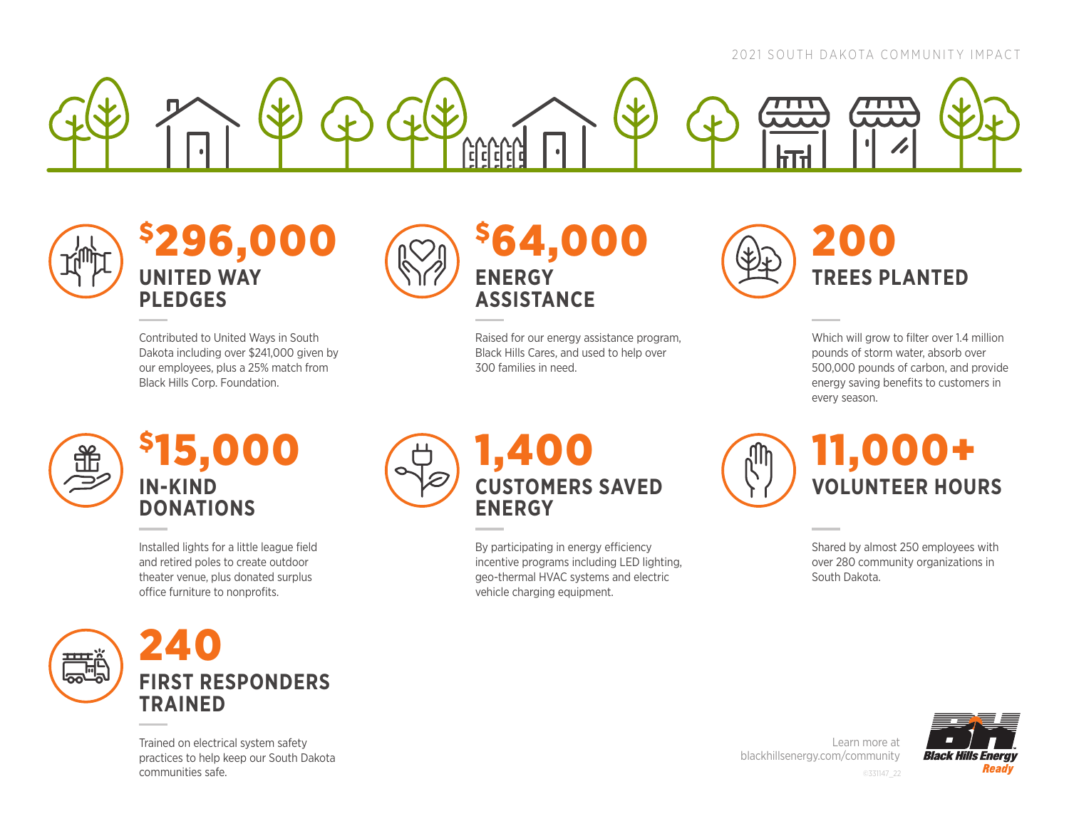2021 SOUTH DAKOTA COMMUNITY IMPACT

## $296,000

### UNITED WAY PLEDGES

Contributed to United Ways in South Dakota including over $241,000 given by our employees, plus a 25% match from Black Hills Corp. Foundation.

## $64,000

### ENERGY ASSISTANCE

Raised for our energy assistance program, Black Hills Cares, and used to help over 300 families in need.

## 200

### TREES PLANTED

Which will grow to filter over 1.4 million pounds of storm water, absorb over 500,000 pounds of carbon, and provide energy saving benefits to customers in every season.

## $15,000

### IN-KIND DONATIONS

Installed lights for a little league field and retired poles to create outdoor theater venue, plus donated surplus office furniture to nonprofits.

## 1,400

### CUSTOMERS SAVED ENERGY

By participating in energy efficiency incentive programs including LED lighting, geo-thermal HVAC systems and electric vehicle charging equipment.

## 11,000+

### VOLUNTEER HOURS

Shared by almost 250 employees with over 280 community organizations in South Dakota.

## 240

### FIRST RESPONDERS TRAINED

Trained on electrical system safety practices to help keep our South Dakota communities safe.

Learn more at blackhillsenergy.com/community

©331147_22

Black Hills Energy Ready